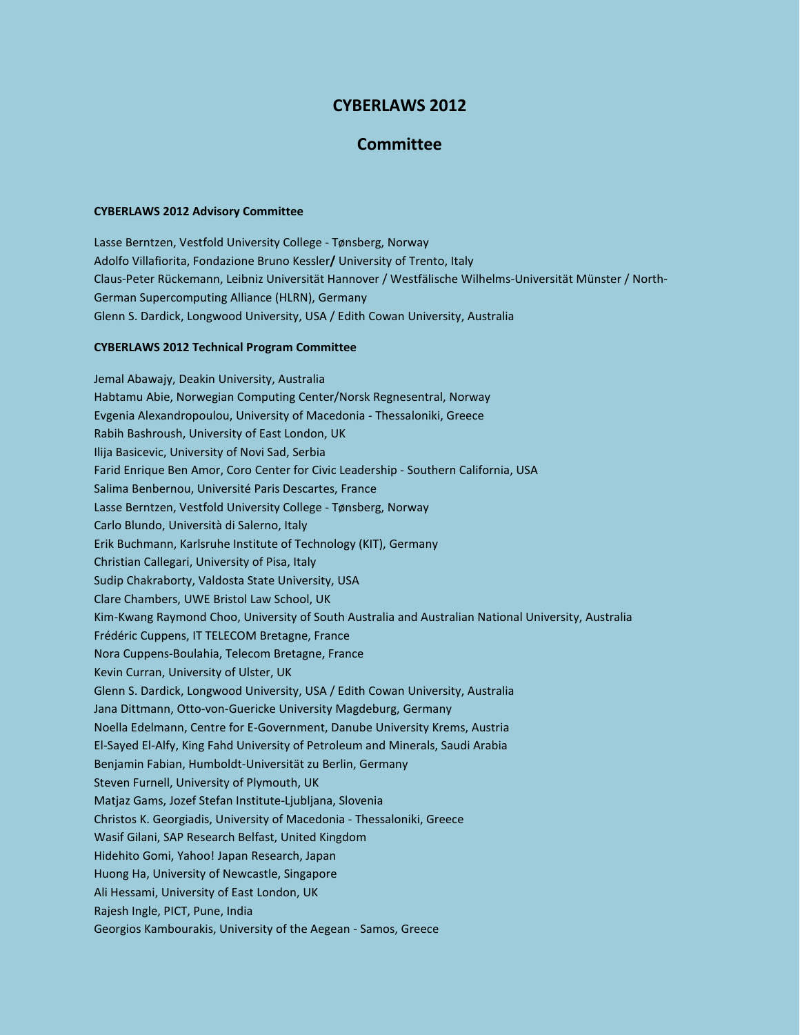# CYBERLAWS 2012

## Committee

### CYBERLAWS 2012 Advisory Committee

Lasse Berntzen, Vestfold University College - Tønsberg, Norway
Adolfo Villafiorita, Fondazione Bruno Kessler**/** University of Trento, Italy
Claus-Peter Rückemann, Leibniz Universität Hannover / Westfälische Wilhelms-Universität Münster / North-German Supercomputing Alliance (HLRN), Germany
Glenn S. Dardick, Longwood University, USA / Edith Cowan University, Australia

### CYBERLAWS 2012 Technical Program Committee

Jemal Abawajy, Deakin University, Australia
Habtamu Abie, Norwegian Computing Center/Norsk Regnesentral, Norway
Evgenia Alexandropoulou, University of Macedonia - Thessaloniki, Greece
Rabih Bashroush, University of East London, UK
Ilija Basicevic, University of Novi Sad, Serbia
Farid Enrique Ben Amor, Coro Center for Civic Leadership - Southern California, USA
Salima Benbernou, Université Paris Descartes, France
Lasse Berntzen, Vestfold University College - Tønsberg, Norway
Carlo Blundo, Università di Salerno, Italy
Erik Buchmann, Karlsruhe Institute of Technology (KIT), Germany
Christian Callegari, University of Pisa, Italy
Sudip Chakraborty, Valdosta State University, USA
Clare Chambers, UWE Bristol Law School, UK
Kim-Kwang Raymond Choo, University of South Australia and Australian National University, Australia
Frédéric Cuppens, IT TELECOM Bretagne, France
Nora Cuppens-Boulahia, Telecom Bretagne, France
Kevin Curran, University of Ulster, UK
Glenn S. Dardick, Longwood University, USA / Edith Cowan University, Australia
Jana Dittmann, Otto-von-Guericke University Magdeburg, Germany
Noella Edelmann, Centre for E-Government, Danube University Krems, Austria
El-Sayed El-Alfy, King Fahd University of Petroleum and Minerals, Saudi Arabia
Benjamin Fabian, Humboldt-Universität zu Berlin, Germany
Steven Furnell, University of Plymouth, UK
Matjaz Gams, Jozef Stefan Institute-Ljubljana, Slovenia
Christos K. Georgiadis, University of Macedonia - Thessaloniki, Greece
Wasif Gilani, SAP Research Belfast, United Kingdom
Hidehito Gomi, Yahoo! Japan Research, Japan
Huong Ha, University of Newcastle, Singapore
Ali Hessami, University of East London, UK
Rajesh Ingle, PICT, Pune, India
Georgios Kambourakis, University of the Aegean - Samos, Greece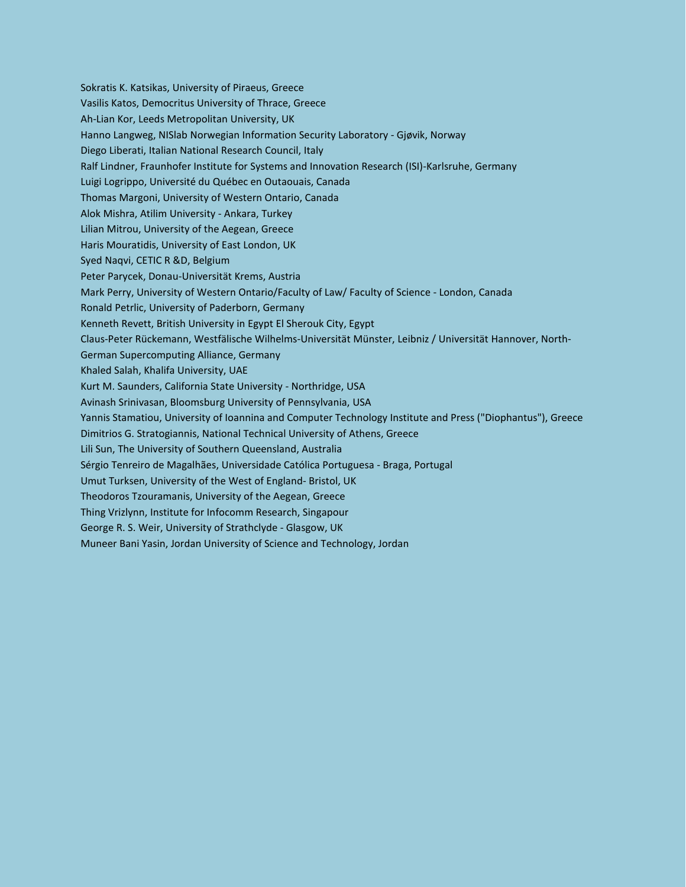Sokratis K. Katsikas, University of Piraeus, Greece
Vasilis Katos, Democritus University of Thrace, Greece
Ah-Lian Kor, Leeds Metropolitan University, UK
Hanno Langweg, NISlab Norwegian Information Security Laboratory - Gjøvik, Norway
Diego Liberati, Italian National Research Council, Italy
Ralf Lindner, Fraunhofer Institute for Systems and Innovation Research (ISI)-Karlsruhe, Germany
Luigi Logrippo, Université du Québec en Outaouais, Canada
Thomas Margoni, University of Western Ontario, Canada
Alok Mishra, Atilim University - Ankara, Turkey
Lilian Mitrou, University of the Aegean, Greece
Haris Mouratidis, University of East London, UK
Syed Naqvi, CETIC R &D, Belgium
Peter Parycek, Donau-Universität Krems, Austria
Mark Perry, University of Western Ontario/Faculty of Law/ Faculty of Science - London, Canada
Ronald Petrlic, University of Paderborn, Germany
Kenneth Revett, British University in Egypt El Sherouk City, Egypt
Claus-Peter Rückemann, Westfälische Wilhelms-Universität Münster, Leibniz / Universität Hannover, North-German Supercomputing Alliance, Germany
Khaled Salah, Khalifa University, UAE
Kurt M. Saunders, California State University - Northridge, USA
Avinash Srinivasan, Bloomsburg University of Pennsylvania, USA
Yannis Stamatiou, University of Ioannina and Computer Technology Institute and Press ("Diophantus"), Greece
Dimitrios G. Stratogiannis, National Technical University of Athens, Greece
Lili Sun, The University of Southern Queensland, Australia
Sérgio Tenreiro de Magalhães, Universidade Católica Portuguesa - Braga, Portugal
Umut Turksen, University of the West of England- Bristol, UK
Theodoros Tzouramanis, University of the Aegean, Greece
Thing Vrizlynn, Institute for Infocomm Research, Singapour
George R. S. Weir, University of Strathclyde - Glasgow, UK
Muneer Bani Yasin, Jordan University of Science and Technology, Jordan